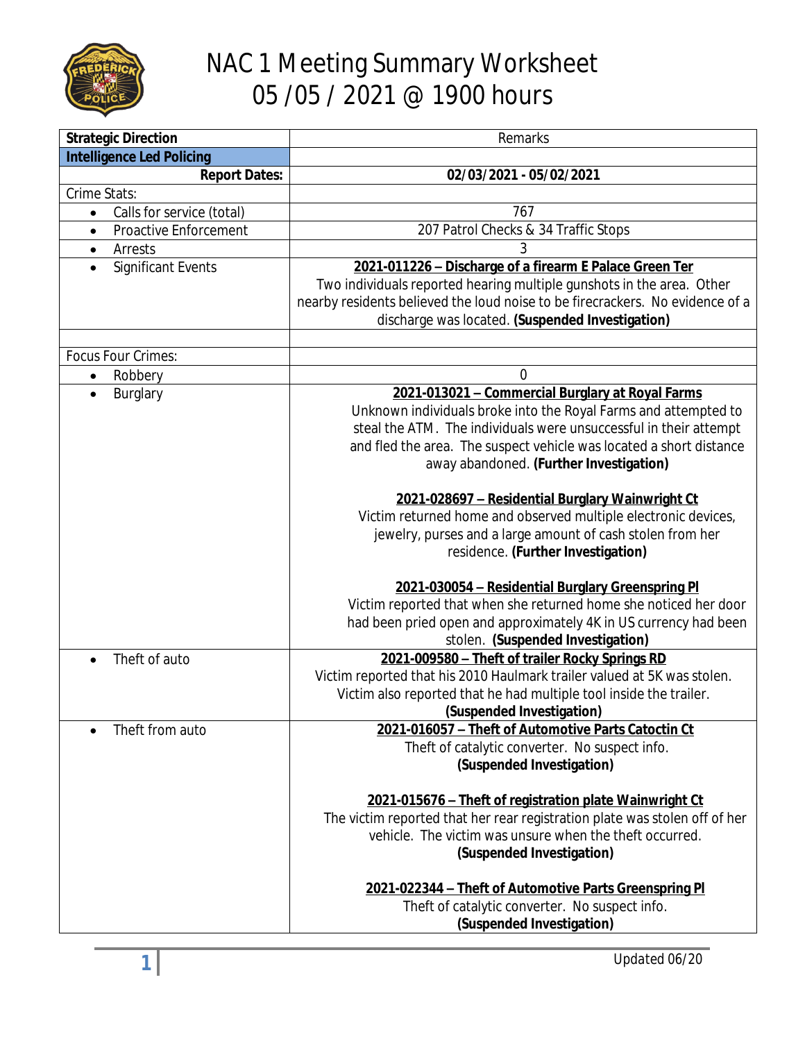# NAC 1 Meeting Summary Worksheet
# 05 /05 / 2021 @ 1900 hours

| **Strategic Direction** | Remarks |
|---|---|
| **Intelligence Led Policing** | |
| **Report Dates:** | **02/03/2021 - 05/02/2021** |
| Crime Stats: | |
| • Calls for service (total) | 767 |
| • Proactive Enforcement | 207 Patrol Checks & 34 Traffic Stops |
| • Arrests | 3 |
| • Significant Events | **2021-011226 – Discharge of a firearm E Palace Green Ter**<br>Two individuals reported hearing multiple gunshots in the area. Other nearby residents believed the loud noise to be firecrackers. No evidence of a discharge was located. **(Suspended Investigation)** |
| | |
| Focus Four Crimes: | |
| • Robbery | 0 |
| • Burglary | **2021-013021 – Commercial Burglary at Royal Farms**<br>Unknown individuals broke into the Royal Farms and attempted to steal the ATM. The individuals were unsuccessful in their attempt and fled the area. The suspect vehicle was located a short distance away abandoned. **(Further Investigation)**<br><br>**2021-028697 – Residential Burglary Wainwright Ct**<br>Victim returned home and observed multiple electronic devices, jewelry, purses and a large amount of cash stolen from her residence. **(Further Investigation)**<br><br>**2021-030054 – Residential Burglary Greenspring Pl**<br>Victim reported that when she returned home she noticed her door had been pried open and approximately 4K in US currency had been stolen. **(Suspended Investigation)** |
| • Theft of auto | **2021-009580 – Theft of trailer Rocky Springs RD**<br>Victim reported that his 2010 Haulmark trailer valued at 5K was stolen. Victim also reported that he had multiple tool inside the trailer. **(Suspended Investigation)** |
| • Theft from auto | **2021-016057 – Theft of Automotive Parts Catoctin Ct**<br>Theft of catalytic converter. No suspect info. **(Suspended Investigation)**<br><br>**2021-015676 – Theft of registration plate Wainwright Ct**<br>The victim reported that her rear registration plate was stolen off of her vehicle. The victim was unsure when the theft occurred. **(Suspended Investigation)**<br><br>**2021-022344 – Theft of Automotive Parts Greenspring Pl**<br>Theft of catalytic converter. No suspect info. **(Suspended Investigation)** |

Updated 06/20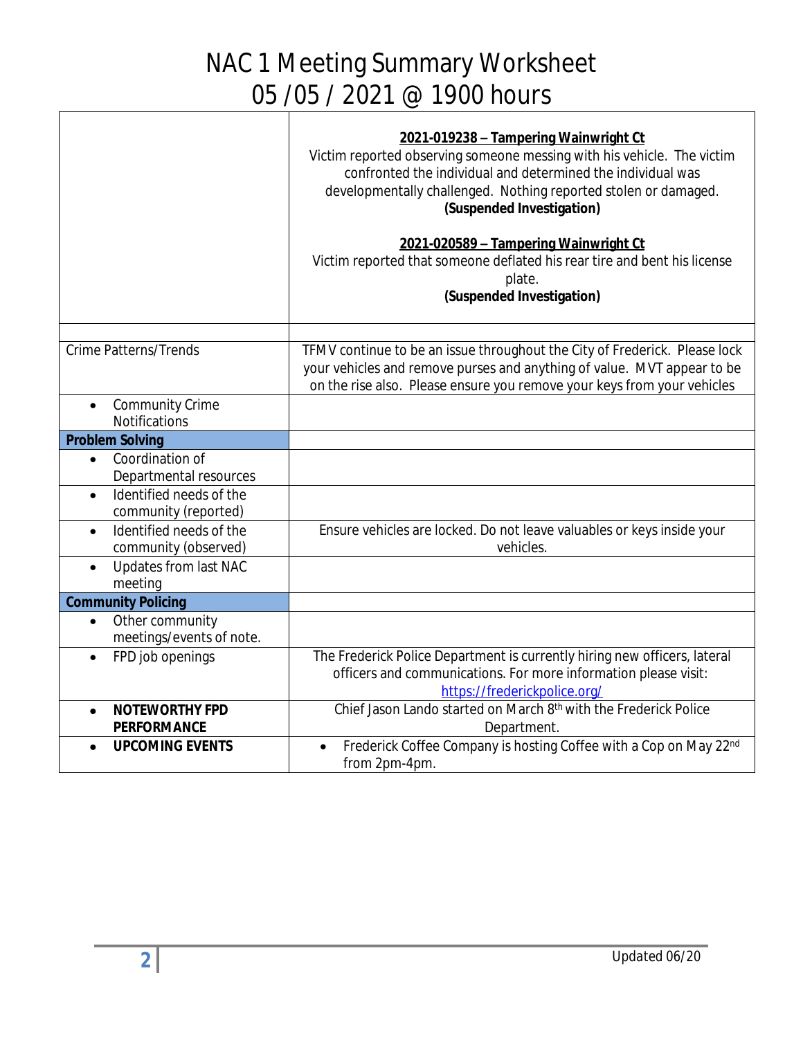# NAC 1 Meeting Summary Worksheet
# 05 /05 / 2021 @ 1900 hours

| | |
|---|---|
| | **2021-019238 – Tampering Wainwright Ct**<br>Victim reported observing someone messing with his vehicle. The victim confronted the individual and determined the individual was developmentally challenged. Nothing reported stolen or damaged.<br>**(Suspended Investigation)**<br><br>**2021-020589 – Tampering Wainwright Ct**<br>Victim reported that someone deflated his rear tire and bent his license plate.<br>**(Suspended Investigation)** |
| | |
| Crime Patterns/Trends | TFMV continue to be an issue throughout the City of Frederick. Please lock your vehicles and remove purses and anything of value. MVT appear to be on the rise also. Please ensure you remove your keys from your vehicles |
| • Community Crime Notifications | |
| **Problem Solving** | |
| • Coordination of Departmental resources | |
| • Identified needs of the community (reported) | |
| • Identified needs of the community (observed) | Ensure vehicles are locked. Do not leave valuables or keys inside your vehicles. |
| • Updates from last NAC meeting | |
| **Community Policing** | |
| • Other community meetings/events of note. | |
| • FPD job openings | The Frederick Police Department is currently hiring new officers, lateral officers and communications. For more information please visit: https://frederickpolice.org/ |
| • **NOTEWORTHY FPD PERFORMANCE** | Chief Jason Lando started on March 8th with the Frederick Police Department. |
| • **UPCOMING EVENTS** | • Frederick Coffee Company is hosting Coffee with a Cop on May 22nd from 2pm-4pm. |

Updated 06/20